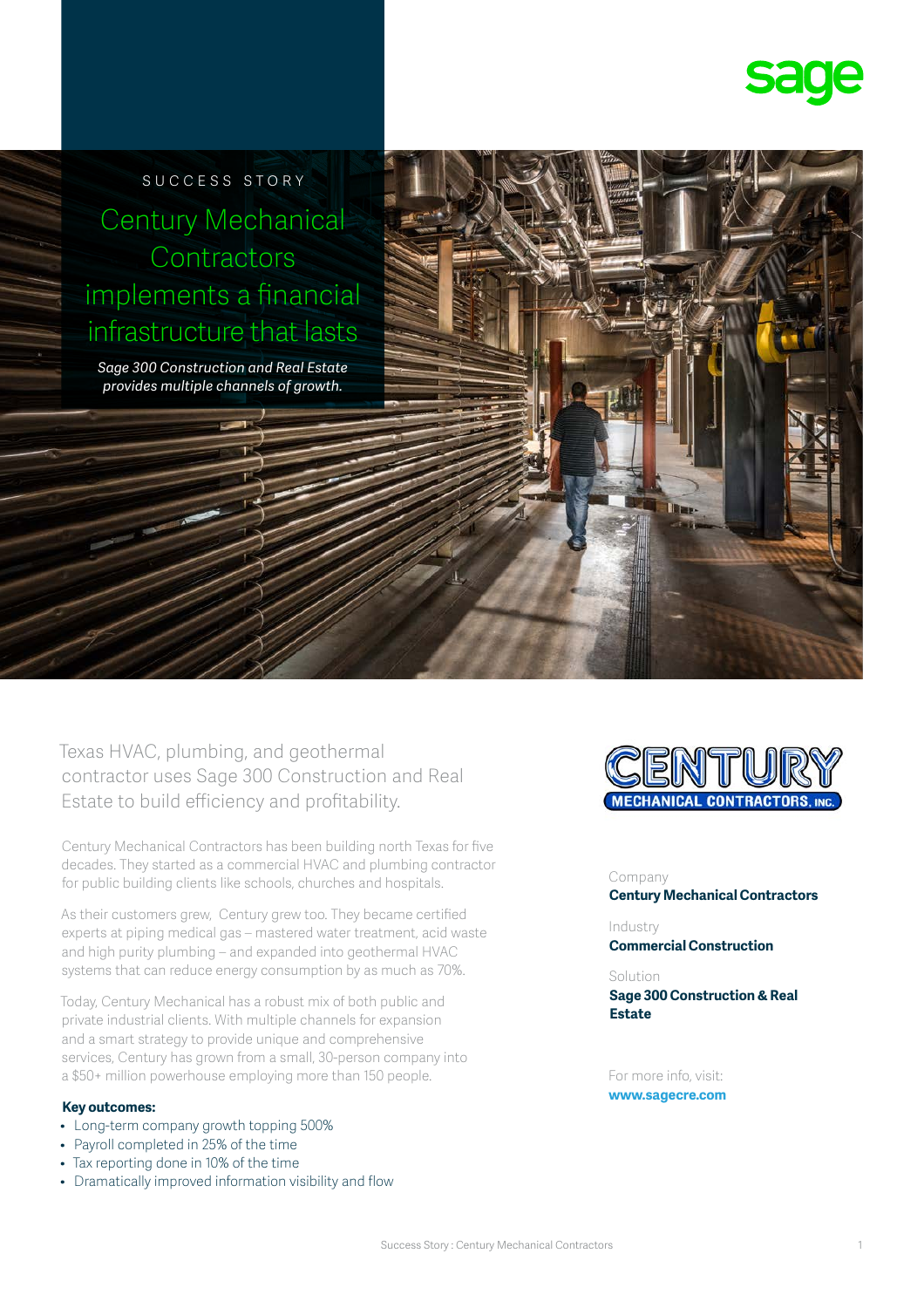SUCCESS STORY

# Century Mechanical Contractors implements a financial infrastructure that lasts

*Sage 300 Construction and Real Estate provides multiple channels of growth.*

## Texas HVAC, plumbing, and geothermal contractor uses Sage 300 Construction and Real Estate to build efficiency and profitability.

Century Mechanical Contractors has been building north Texas for five decades. They started as a commercial HVAC and plumbing contractor for public building clients like schools, churches and hospitals.

As their customers grew, Century grew too. They became certified experts at piping medical gas – mastered water treatment, acid waste and high purity plumbing – and expanded into geothermal HVAC systems that can reduce energy consumption by as much as 70%.

Today, Century Mechanical has a robust mix of both public and private industrial clients. With multiple channels for expansion and a smart strategy to provide unique and comprehensive services, Century has grown from a small, 30-person company into a $50+ million powerhouse employing more than 150 people.

**Key outcomes:**

- Long-term company growth topping 500%
- Payroll completed in 25% of the time
- Tax reporting done in 10% of the time
- Dramatically improved information visibility and flow

Company
**Century Mechanical Contractors**

Industry
**Commercial Construction**

Solution
**Sage 300 Construction & Real Estate**

For more info, visit:
**www.sagecre.com**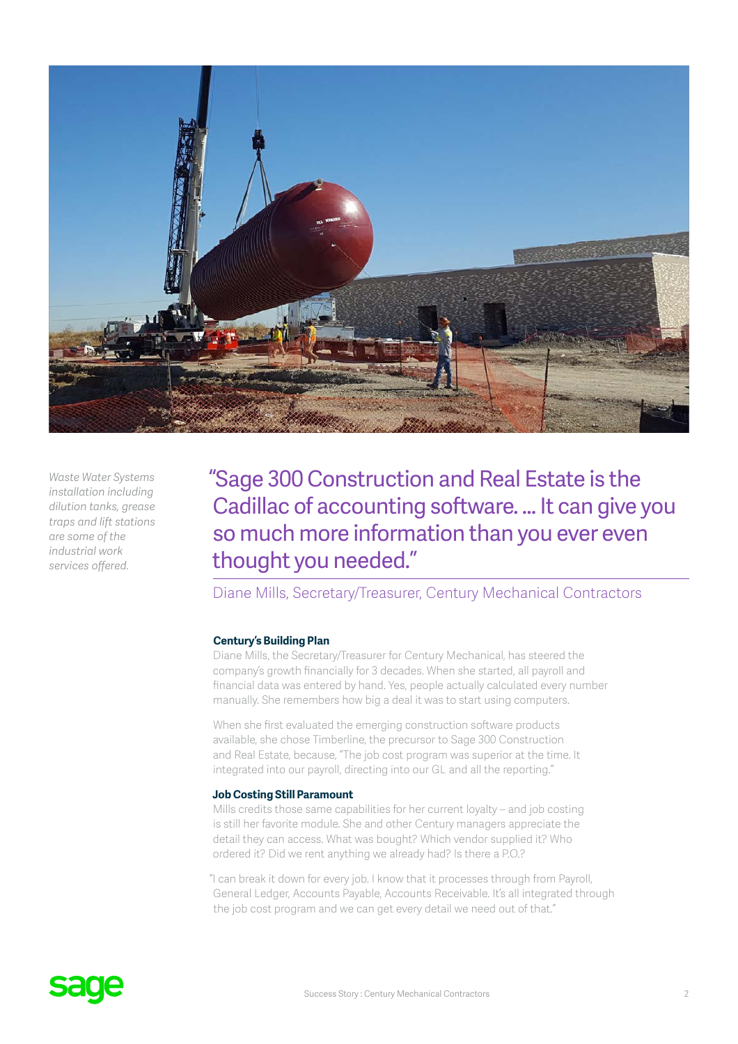*Waste Water Systems installation including dilution tanks, grease traps and lift stations are some of the industrial work services offered.*

> "Sage 300 Construction and Real Estate is the Cadillac of accounting software. ... It can give you so much more information than you ever even thought you needed."

Diane Mills, Secretary/Treasurer, Century Mechanical Contractors

**Century's Building Plan**

Diane Mills, the Secretary/Treasurer for Century Mechanical, has steered the company's growth financially for 3 decades. When she started, all payroll and financial data was entered by hand. Yes, people actually calculated every number manually. She remembers how big a deal it was to start using computers.

When she first evaluated the emerging construction software products available, she chose Timberline, the precursor to Sage 300 Construction and Real Estate, because, "The job cost program was superior at the time. It integrated into our payroll, directing into our GL and all the reporting."

**Job Costing Still Paramount**

Mills credits those same capabilities for her current loyalty – and job costing is still her favorite module. She and other Century managers appreciate the detail they can access. What was bought? Which vendor supplied it? Who ordered it? Did we rent anything we already had? Is there a P.O.?

"I can break it down for every job. I know that it processes through from Payroll, General Ledger, Accounts Payable, Accounts Receivable. It's all integrated through the job cost program and we can get every detail we need out of that."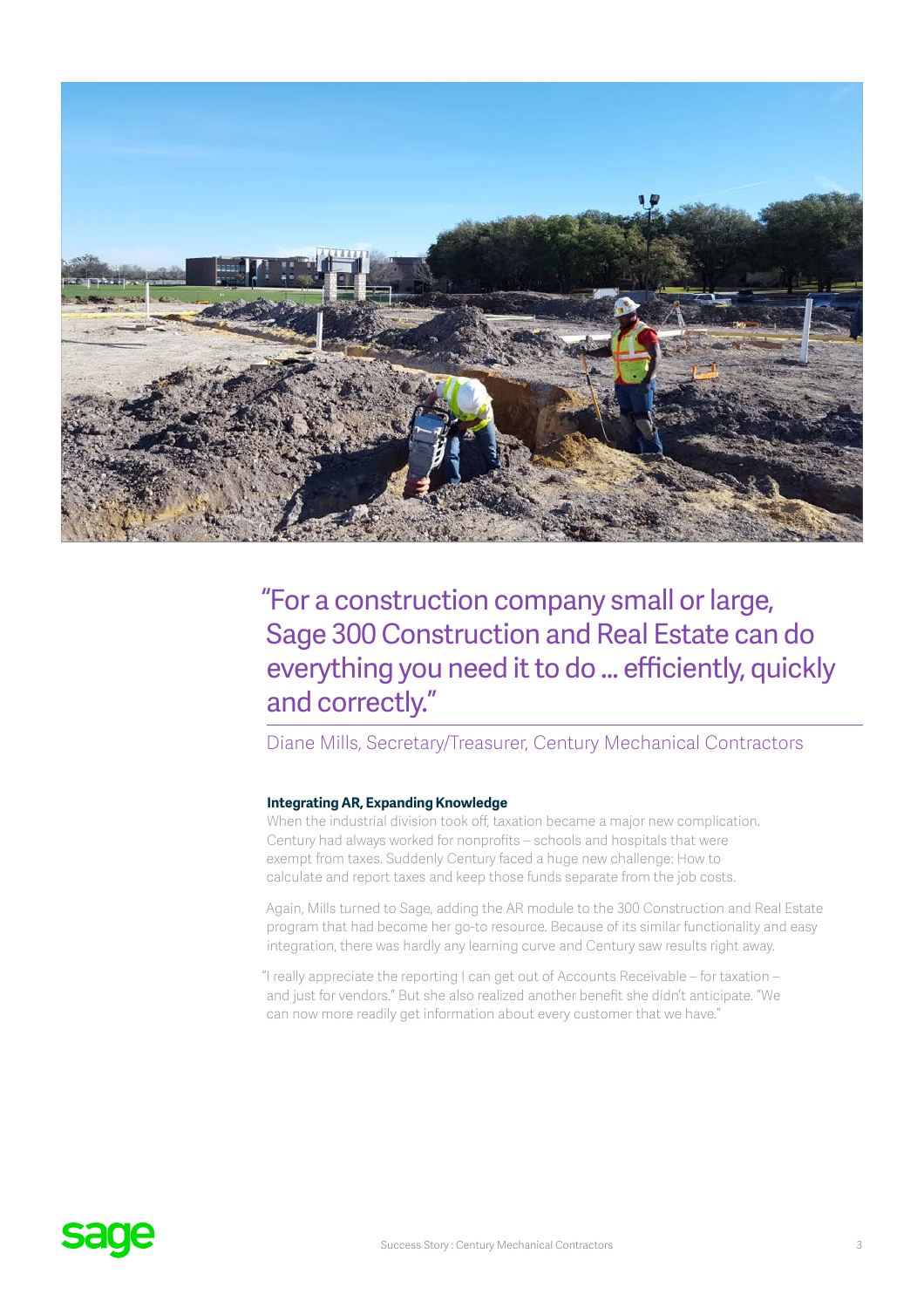> "For a construction company small or large, Sage 300 Construction and Real Estate can do everything you need it to do ... efficiently, quickly and correctly."
>
> Diane Mills, Secretary/Treasurer, Century Mechanical Contractors

**Integrating AR, Expanding Knowledge**

When the industrial division took off, taxation became a major new complication. Century had always worked for nonprofits – schools and hospitals that were exempt from taxes. Suddenly Century faced a huge new challenge: How to calculate and report taxes and keep those funds separate from the job costs.

Again, Mills turned to Sage, adding the AR module to the 300 Construction and Real Estate program that had become her go-to resource. Because of its similar functionality and easy integration, there was hardly any learning curve and Century saw results right away.

"I really appreciate the reporting I can get out of Accounts Receivable – for taxation – and just for vendors." But she also realized another benefit she didn't anticipate. "We can now more readily get information about every customer that we have."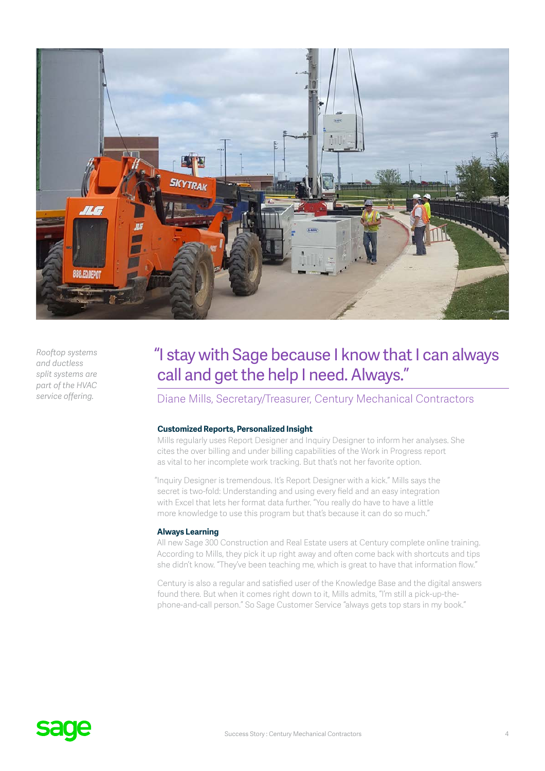*Rooftop systems and ductless split systems are part of the HVAC service offering.*

## "I stay with Sage because I know that I can always call and get the help I need. Always."

Diane Mills, Secretary/Treasurer, Century Mechanical Contractors

### Customized Reports, Personalized Insight

Mills regularly uses Report Designer and Inquiry Designer to inform her analyses. She cites the over billing and under billing capabilities of the Work in Progress report as vital to her incomplete work tracking. But that's not her favorite option.

"Inquiry Designer is tremendous. It's Report Designer with a kick." Mills says the secret is two-fold: Understanding and using every field and an easy integration with Excel that lets her format data further. "You really do have to have a little more knowledge to use this program but that's because it can do so much."

### Always Learning

All new Sage 300 Construction and Real Estate users at Century complete online training. According to Mills, they pick it up right away and often come back with shortcuts and tips she didn't know. "They've been teaching me, which is great to have that information flow."

Century is also a regular and satisfied user of the Knowledge Base and the digital answers found there. But when it comes right down to it, Mills admits, "I'm still a pick-up-the-phone-and-call person." So Sage Customer Service "always gets top stars in my book."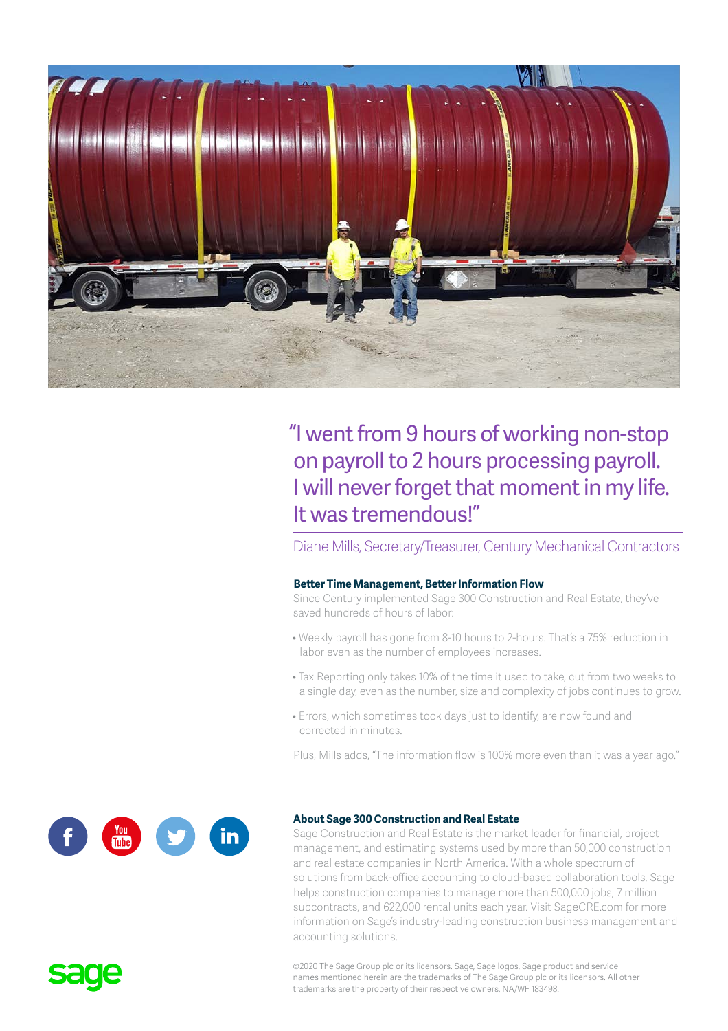"I went from 9 hours of working non-stop on payroll to 2 hours processing payroll. I will never forget that moment in my life. It was tremendous!"

Diane Mills, Secretary/Treasurer, Century Mechanical Contractors

**Better Time Management, Better Information Flow**

Since Century implemented Sage 300 Construction and Real Estate, they've saved hundreds of hours of labor:

- Weekly payroll has gone from 8-10 hours to 2-hours. That's a 75% reduction in labor even as the number of employees increases.
- Tax Reporting only takes 10% of the time it used to take, cut from two weeks to a single day, even as the number, size and complexity of jobs continues to grow.
- Errors, which sometimes took days just to identify, are now found and corrected in minutes.

Plus, Mills adds, "The information flow is 100% more even than it was a year ago."

**About Sage 300 Construction and Real Estate**

Sage Construction and Real Estate is the market leader for financial, project management, and estimating systems used by more than 50,000 construction and real estate companies in North America. With a whole spectrum of solutions from back-office accounting to cloud-based collaboration tools, Sage helps construction companies to manage more than 500,000 jobs, 7 million subcontracts, and 622,000 rental units each year. Visit SageCRE.com for more information on Sage's industry-leading construction business management and accounting solutions.

©2020 The Sage Group plc or its licensors. Sage, Sage logos, Sage product and service names mentioned herein are the trademarks of The Sage Group plc or its licensors. All other trademarks are the property of their respective owners. NA/WF 183498.